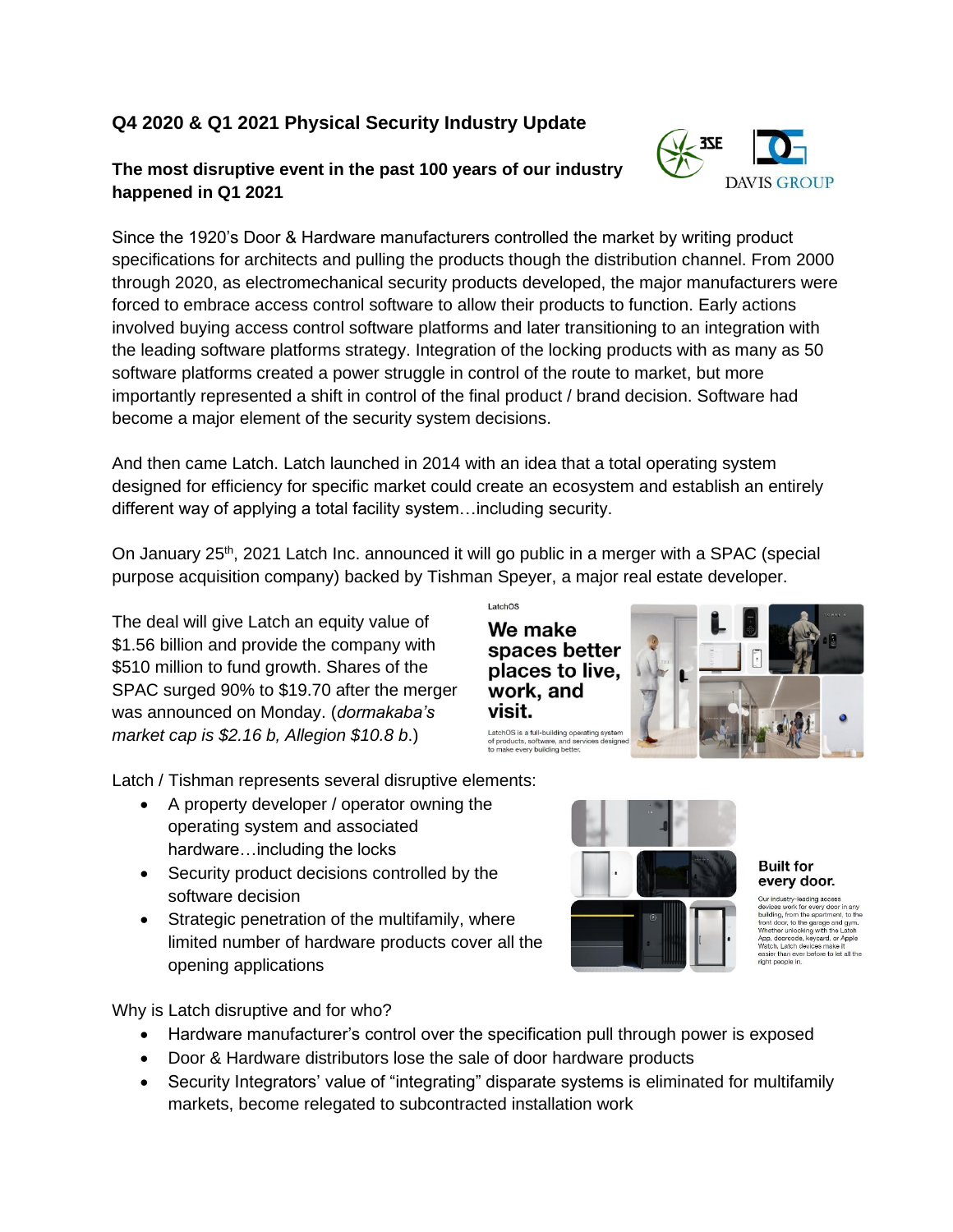## Q4 2020 & Q1 2021 Physical Security Industry Update

### The most disruptive event in the past 100 years of our industry happened in Q1 2021

Since the 1920's Door & Hardware manufacturers controlled the market by writing product specifications for architects and pulling the products though the distribution channel. From 2000 through 2020, as electromechanical security products developed, the major manufacturers were forced to embrace access control software to allow their products to function. Early actions involved buying access control software platforms and later transitioning to an integration with the leading software platforms strategy. Integration of the locking products with as many as 50 software platforms created a power struggle in control of the route to market, but more importantly represented a shift in control of the final product / brand decision. Software had become a major element of the security system decisions.

And then came Latch. Latch launched in 2014 with an idea that a total operating system designed for efficiency for specific market could create an ecosystem and establish an entirely different way of applying a total facility system…including security.

On January 25th, 2021 Latch Inc. announced it will go public in a merger with a SPAC (special purpose acquisition company) backed by Tishman Speyer, a major real estate developer.

The deal will give Latch an equity value of $1.56 billion and provide the company with $510 million to fund growth. Shares of the SPAC surged 90% to $19.70 after the merger was announced on Monday. (*dormakaba's market cap is $2.16 b, Allegion $10.8 b*.)

Latch / Tishman represents several disruptive elements:

- A property developer / operator owning the operating system and associated hardware…including the locks
- Security product decisions controlled by the software decision
- Strategic penetration of the multifamily, where limited number of hardware products cover all the opening applications

Why is Latch disruptive and for who?

- Hardware manufacturer's control over the specification pull through power is exposed
- Door & Hardware distributors lose the sale of door hardware products
- Security Integrators' value of "integrating" disparate systems is eliminated for multifamily markets, become relegated to subcontracted installation work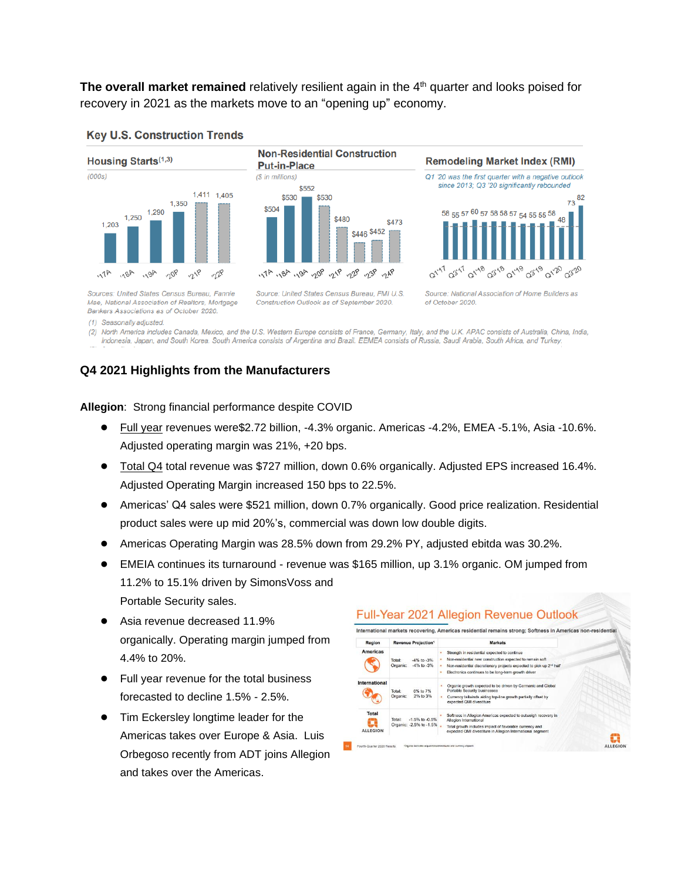**The overall market remained** relatively resilient again in the 4th quarter and looks poised for recovery in 2021 as the markets move to an "opening up" economy.

## Key U.S. Construction Trends

**Housing Starts**(1,3)

(000s)

| '17A | '18A | '19A | '20P | '21P | '22P |
|---|---|---|---|---|---|
| 1,203 | 1,250 | 1,290 | 1,350 | 1,411 | 1,405 |

Sources: United States Census Bureau, Fannie Mae, National Association of Realtors, Mortgage Bankers Associations as of October 2020.

**Non-Residential Construction Put-in-Place**

($ in millions)

| '17A | '18A | '19A | '20P | '21P | '22P | '23P | '24P |
|---|---|---|---|---|---|---|---|
| $504 | $530 | $552 | $530 | $480 | $446 | $452 | $473 |

Source: United States Census Bureau, FMI U.S. Construction Outlook as of September 2020.

**Remodeling Market Index (RMI)**

*Q1 '20 was the first quarter with a negative outlook since 2013; Q3 '20 significantly rebounded*

58, 55, 57, 60, 57, 58, 58, 57, 54, 55, 55, 58, 48, 73, 82 (Q1'17 – Q3'20)

Source: National Association of Home Builders as of October 2020.

(1) Seasonally adjusted.

(2) North America includes Canada, Mexico, and the U.S. Western Europe consists of France, Germany, Italy, and the U.K. APAC consists of Australia, China, India, Indonesia, Japan, and South Korea. South America consists of Argentina and Brazil. EEMEA consists of Russia, Saudi Arabia, South Africa, and Turkey.

## Q4 2021 Highlights from the Manufacturers

**Allegion**: Strong financial performance despite COVID

- Full year revenues were$2.72 billion, -4.3% organic. Americas -4.2%, EMEA -5.1%, Asia -10.6%. Adjusted operating margin was 21%, +20 bps.
- Total Q4 total revenue was $727 million, down 0.6% organically. Adjusted EPS increased 16.4%. Adjusted Operating Margin increased 150 bps to 22.5%.
- Americas' Q4 sales were $521 million, down 0.7% organically. Good price realization. Residential product sales were up mid 20%'s, commercial was down low double digits.
- Americas Operating Margin was 28.5% down from 29.2% PY, adjusted ebitda was 30.2%.
- EMEIA continues its turnaround - revenue was $165 million, up 3.1% organic. OM jumped from 11.2% to 15.1% driven by SimonsVoss and Portable Security sales.
- Asia revenue decreased 11.9% organically. Operating margin jumped from 4.4% to 20%.
- Full year revenue for the total business forecasted to decline 1.5% - 2.5%.
- Tim Eckersley longtime leader for the Americas takes over Europe & Asia. Luis Orbegoso recently from ADT joins Allegion and takes over the Americas.

### Full-Year 2021 Allegion Revenue Outlook

International markets recovering, Americas residential remains strong; Softness in Americas non-residential

| Region | Revenue Projection¹ | Markets |
|---|---|---|
| Americas | Total: -4% to -3%<br>Organic: -4% to -3% | • Strength in residential expected to continue<br>• Non-residential new construction expected to remain soft<br>• Non-residential discretionary projects expected to pick up 2nd half<br>• Electronics continues to be long-term growth driver |
| International | Total: 6% to 7%<br>Organic: 2% to 3% | • Organic growth expected to be driven by Germanic and Global Portable Security businesses<br>• Currency tailwinds aiding top-line growth partially offset by expected QMI divestiture |
| Total | Total: -1.5% to -0.5%<br>Organic: -2.5% to -1.5% | • Softness in Allegion Americas expected to outweigh recovery in Allegion International<br>• Total growth includes impact of favorable currency and expected QMI divestiture in Allegion International segment |

¹Organic excludes acquisitions/divestitures and currency impact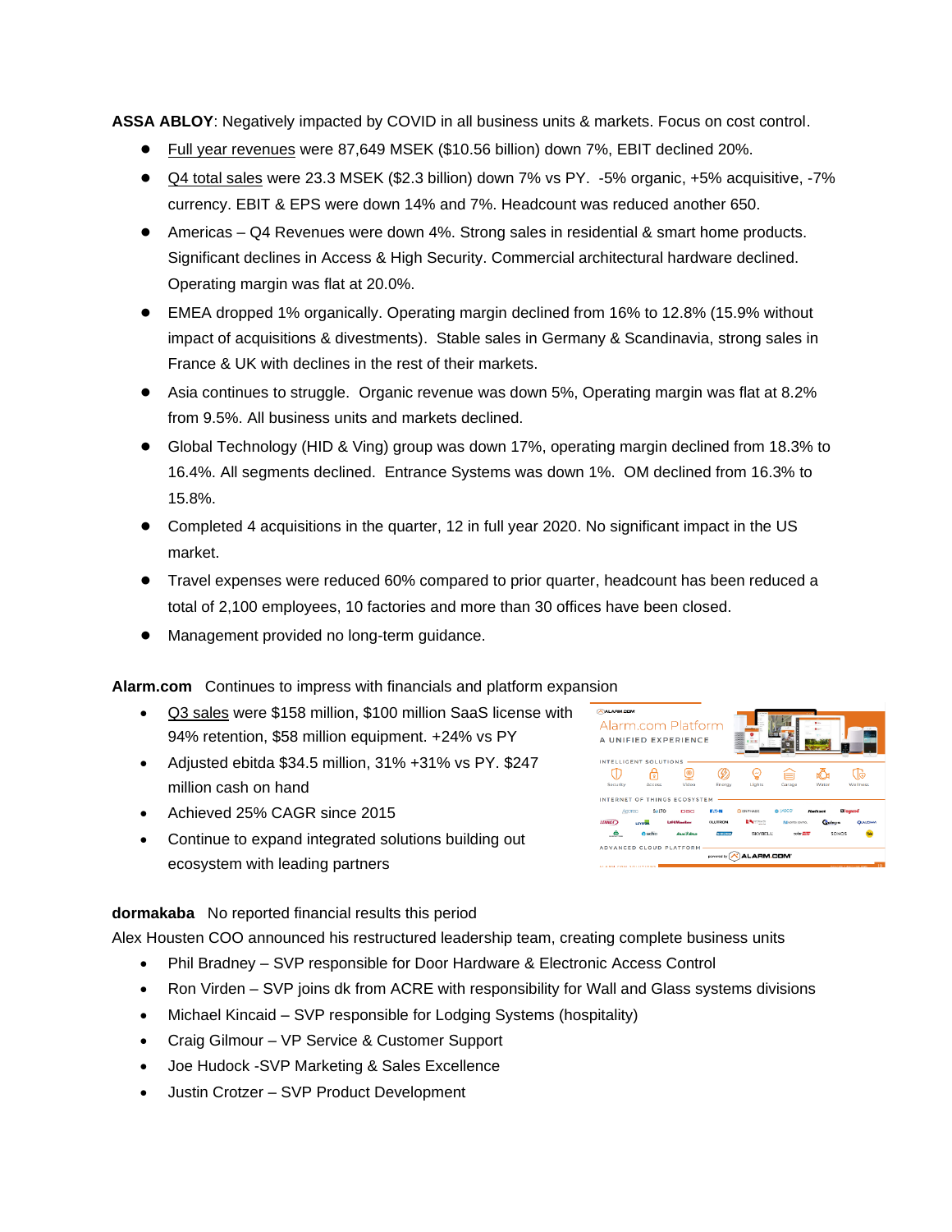**ASSA ABLOY**: Negatively impacted by COVID in all business units & markets. Focus on cost control.

- Full year revenues were 87,649 MSEK ($10.56 billion) down 7%, EBIT declined 20%.
- Q4 total sales were 23.3 MSEK ($2.3 billion) down 7% vs PY. -5% organic, +5% acquisitive, -7% currency. EBIT & EPS were down 14% and 7%. Headcount was reduced another 650.
- Americas – Q4 Revenues were down 4%. Strong sales in residential & smart home products. Significant declines in Access & High Security. Commercial architectural hardware declined. Operating margin was flat at 20.0%.
- EMEA dropped 1% organically. Operating margin declined from 16% to 12.8% (15.9% without impact of acquisitions & divestments). Stable sales in Germany & Scandinavia, strong sales in France & UK with declines in the rest of their markets.
- Asia continues to struggle. Organic revenue was down 5%, Operating margin was flat at 8.2% from 9.5%. All business units and markets declined.
- Global Technology (HID & Ving) group was down 17%, operating margin declined from 18.3% to 16.4%. All segments declined. Entrance Systems was down 1%. OM declined from 16.3% to 15.8%.
- Completed 4 acquisitions in the quarter, 12 in full year 2020. No significant impact in the US market.
- Travel expenses were reduced 60% compared to prior quarter, headcount has been reduced a total of 2,100 employees, 10 factories and more than 30 offices have been closed.
- Management provided no long-term guidance.

**Alarm.com** Continues to impress with financials and platform expansion

- Q3 sales were $158 million, $100 million SaaS license with 94% retention, $58 million equipment. +24% vs PY
- Adjusted ebitda $34.5 million, 31% +31% vs PY. $247 million cash on hand
- Achieved 25% CAGR since 2015
- Continue to expand integrated solutions building out ecosystem with leading partners

**dormakaba** No reported financial results this period

Alex Housten COO announced his restructured leadership team, creating complete business units

- Phil Bradney – SVP responsible for Door Hardware & Electronic Access Control
- Ron Virden – SVP joins dk from ACRE with responsibility for Wall and Glass systems divisions
- Michael Kincaid – SVP responsible for Lodging Systems (hospitality)
- Craig Gilmour – VP Service & Customer Support
- Joe Hudock -SVP Marketing & Sales Excellence
- Justin Crotzer – SVP Product Development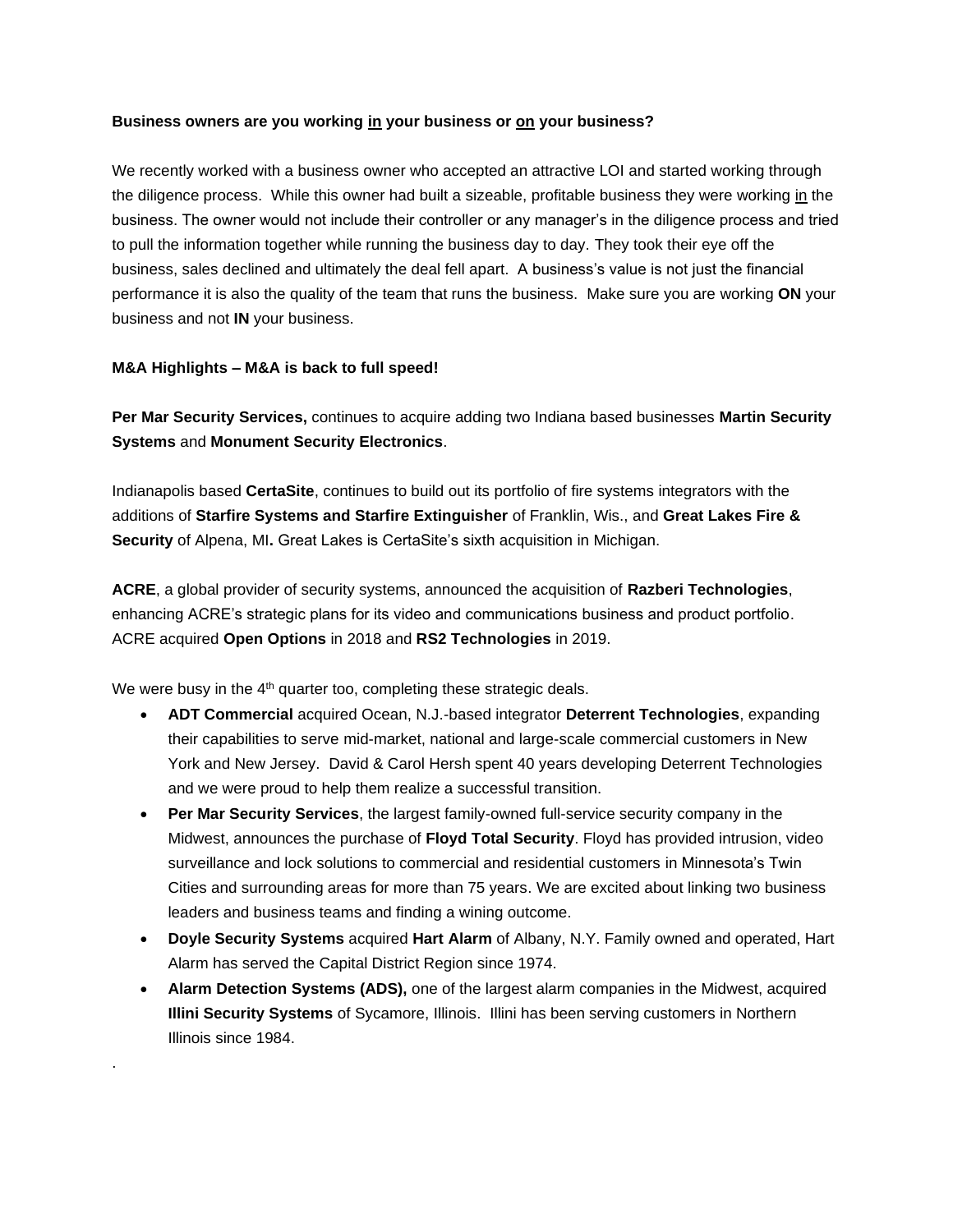**Business owners are you working <u>in</u> your business or <u>on</u> your business?**

We recently worked with a business owner who accepted an attractive LOI and started working through the diligence process. While this owner had built a sizeable, profitable business they were working <u>in</u> the business. The owner would not include their controller or any manager's in the diligence process and tried to pull the information together while running the business day to day. They took their eye off the business, sales declined and ultimately the deal fell apart. A business's value is not just the financial performance it is also the quality of the team that runs the business. Make sure you are working **ON** your business and not **IN** your business.

**M&A Highlights – M&A is back to full speed!**

**Per Mar Security Services,** continues to acquire adding two Indiana based businesses **Martin Security Systems** and **Monument Security Electronics**.

Indianapolis based **CertaSite**, continues to build out its portfolio of fire systems integrators with the additions of **Starfire Systems and Starfire Extinguisher** of Franklin, Wis., and **Great Lakes Fire & Security** of Alpena, MI**.** Great Lakes is CertaSite's sixth acquisition in Michigan.

**ACRE**, a global provider of security systems, announced the acquisition of **Razberi Technologies**, enhancing ACRE's strategic plans for its video and communications business and product portfolio. ACRE acquired **Open Options** in 2018 and **RS2 Technologies** in 2019.

We were busy in the 4th quarter too, completing these strategic deals.

- **ADT Commercial** acquired Ocean, N.J.-based integrator **Deterrent Technologies**, expanding their capabilities to serve mid-market, national and large-scale commercial customers in New York and New Jersey. David & Carol Hersh spent 40 years developing Deterrent Technologies and we were proud to help them realize a successful transition.
- **Per Mar Security Services**, the largest family-owned full-service security company in the Midwest, announces the purchase of **Floyd Total Security**. Floyd has provided intrusion, video surveillance and lock solutions to commercial and residential customers in Minnesota's Twin Cities and surrounding areas for more than 75 years. We are excited about linking two business leaders and business teams and finding a wining outcome.
- **Doyle Security Systems** acquired **Hart Alarm** of Albany, N.Y. Family owned and operated, Hart Alarm has served the Capital District Region since 1974.
- **Alarm Detection Systems (ADS),** one of the largest alarm companies in the Midwest, acquired **Illini Security Systems** of Sycamore, Illinois. Illini has been serving customers in Northern Illinois since 1984.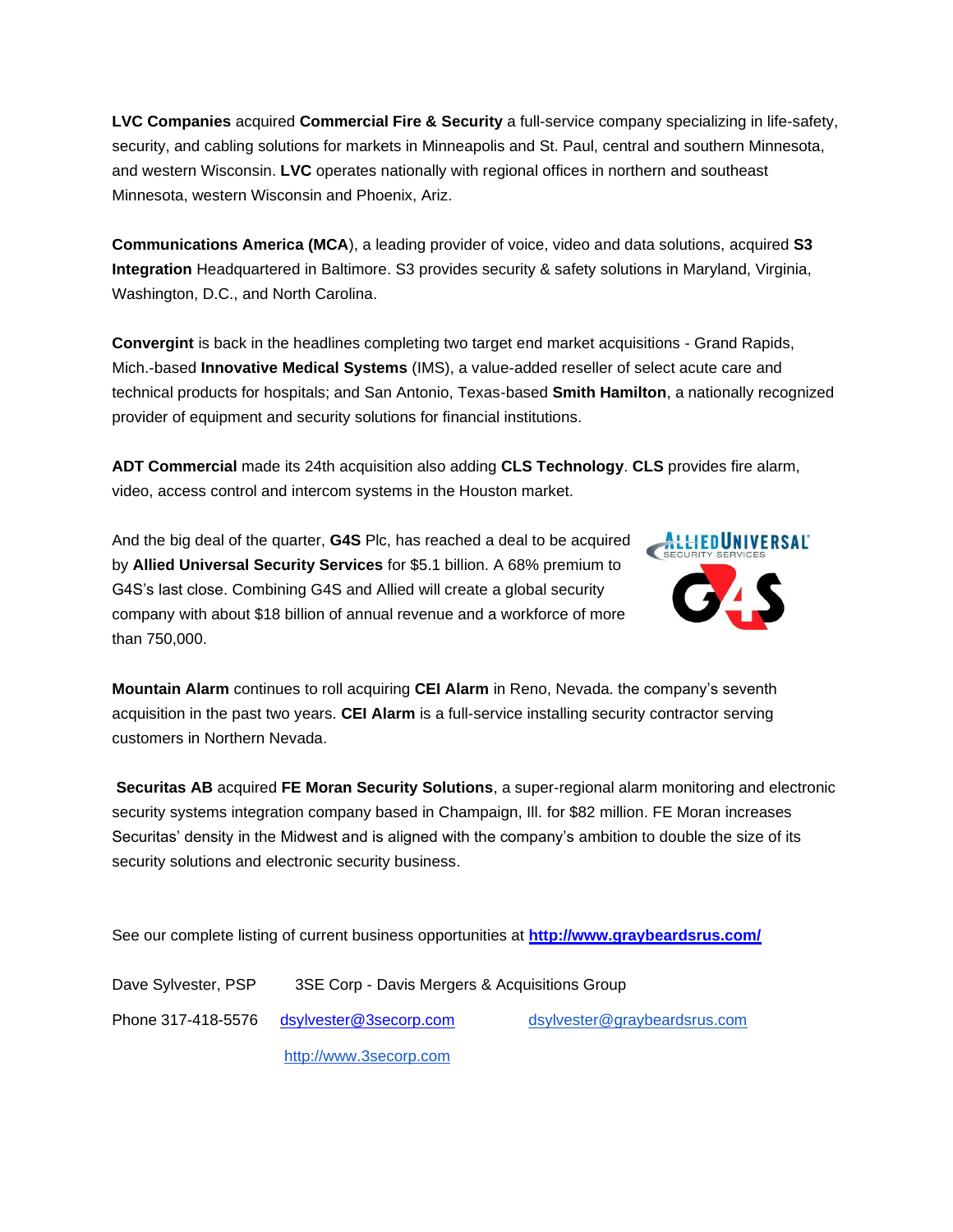**LVC Companies** acquired **Commercial Fire & Security** a full-service company specializing in life-safety, security, and cabling solutions for markets in Minneapolis and St. Paul, central and southern Minnesota, and western Wisconsin. **LVC** operates nationally with regional offices in northern and southeast Minnesota, western Wisconsin and Phoenix, Ariz.

**Communications America (MCA**), a leading provider of voice, video and data solutions, acquired **S3 Integration** Headquartered in Baltimore. S3 provides security & safety solutions in Maryland, Virginia, Washington, D.C., and North Carolina.

**Convergint** is back in the headlines completing two target end market acquisitions - Grand Rapids, Mich.-based **Innovative Medical Systems** (IMS), a value-added reseller of select acute care and technical products for hospitals; and San Antonio, Texas-based **Smith Hamilton**, a nationally recognized provider of equipment and security solutions for financial institutions.

**ADT Commercial** made its 24th acquisition also adding **CLS Technology**. **CLS** provides fire alarm, video, access control and intercom systems in the Houston market.

And the big deal of the quarter, **G4S** Plc, has reached a deal to be acquired by **Allied Universal Security Services** for $5.1 billion. A 68% premium to G4S's last close. Combining G4S and Allied will create a global security company with about $18 billion of annual revenue and a workforce of more than 750,000.

**Mountain Alarm** continues to roll acquiring **CEI Alarm** in Reno, Nevada. the company's seventh acquisition in the past two years. **CEI Alarm** is a full-service installing security contractor serving customers in Northern Nevada.

**Securitas AB** acquired **FE Moran Security Solutions**, a super-regional alarm monitoring and electronic security systems integration company based in Champaign, Ill. for $82 million. FE Moran increases Securitas' density in the Midwest and is aligned with the company's ambition to double the size of its security solutions and electronic security business.

See our complete listing of current business opportunities at **http://www.graybeardsrus.com/**

Dave Sylvester, PSP    3SE Corp - Davis Mergers & Acquisitions Group

Phone 317-418-5576    dsylvester@3secorp.com    dsylvester@graybeardsrus.com

http://www.3secorp.com